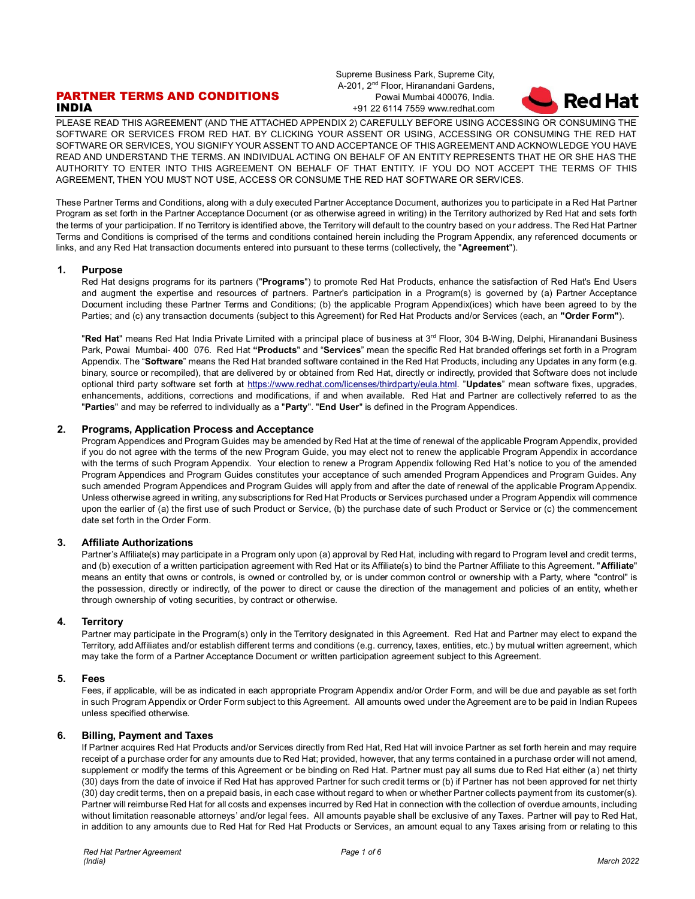# PARTNER TERMS AND CONDITIONS
# INDIA

Supreme Business Park, Supreme City,
A-201, 2nd Floor, Hiranandani Gardens,
Powai Mumbai 400076, India.
+91 22 6114 7559 www.redhat.com

Red Hat

PLEASE READ THIS AGREEMENT (AND THE ATTACHED APPENDIX 2) CAREFULLY BEFORE USING ACCESSING OR CONSUMING THE SOFTWARE OR SERVICES FROM RED HAT. BY CLICKING YOUR ASSENT OR USING, ACCESSING OR CONSUMING THE RED HAT SOFTWARE OR SERVICES, YOU SIGNIFY YOUR ASSENT TO AND ACCEPTANCE OF THIS AGREEMENT AND ACKNOWLEDGE YOU HAVE READ AND UNDERSTAND THE TERMS. AN INDIVIDUAL ACTING ON BEHALF OF AN ENTITY REPRESENTS THAT HE OR SHE HAS THE AUTHORITY TO ENTER INTO THIS AGREEMENT ON BEHALF OF THAT ENTITY. IF YOU DO NOT ACCEPT THE TERMS OF THIS AGREEMENT, THEN YOU MUST NOT USE, ACCESS OR CONSUME THE RED HAT SOFTWARE OR SERVICES.

These Partner Terms and Conditions, along with a duly executed Partner Acceptance Document, authorizes you to participate in a Red Hat Partner Program as set forth in the Partner Acceptance Document (or as otherwise agreed in writing) in the Territory authorized by Red Hat and sets forth the terms of your participation. If no Territory is identified above, the Territory will default to the country based on your address. The Red Hat Partner Terms and Conditions is comprised of the terms and conditions contained herein including the Program Appendix, any referenced documents or links, and any Red Hat transaction documents entered into pursuant to these terms (collectively, the "**Agreement**").

## 1. Purpose

Red Hat designs programs for its partners ("**Programs**") to promote Red Hat Products, enhance the satisfaction of Red Hat's End Users and augment the expertise and resources of partners. Partner's participation in a Program(s) is governed by (a) Partner Acceptance Document including these Partner Terms and Conditions; (b) the applicable Program Appendix(ices) which have been agreed to by the Parties; and (c) any transaction documents (subject to this Agreement) for Red Hat Products and/or Services (each, an **"Order Form"**).

"**Red Hat**" means Red Hat India Private Limited with a principal place of business at 3rd Floor, 304 B-Wing, Delphi, Hiranandani Business Park, Powai Mumbai- 400 076. Red Hat **"Products**" and "**Services**" mean the specific Red Hat branded offerings set forth in a Program Appendix. The "**Software**" means the Red Hat branded software contained in the Red Hat Products, including any Updates in any form (e.g. binary, source or recompiled), that are delivered by or obtained from Red Hat, directly or indirectly, provided that Software does not include optional third party software set forth at https://www.redhat.com/licenses/thirdparty/eula.html. "**Updates**" mean software fixes, upgrades, enhancements, additions, corrections and modifications, if and when available. Red Hat and Partner are collectively referred to as the "**Parties**" and may be referred to individually as a "**Party**". "**End User**" is defined in the Program Appendices.

## 2. Programs, Application Process and Acceptance

Program Appendices and Program Guides may be amended by Red Hat at the time of renewal of the applicable Program Appendix, provided if you do not agree with the terms of the new Program Guide, you may elect not to renew the applicable Program Appendix in accordance with the terms of such Program Appendix. Your election to renew a Program Appendix following Red Hat's notice to you of the amended Program Appendices and Program Guides constitutes your acceptance of such amended Program Appendices and Program Guides. Any such amended Program Appendices and Program Guides will apply from and after the date of renewal of the applicable Program Appendix. Unless otherwise agreed in writing, any subscriptions for Red Hat Products or Services purchased under a Program Appendix will commence upon the earlier of (a) the first use of such Product or Service, (b) the purchase date of such Product or Service or (c) the commencement date set forth in the Order Form.

## 3. Affiliate Authorizations

Partner's Affiliate(s) may participate in a Program only upon (a) approval by Red Hat, including with regard to Program level and credit terms, and (b) execution of a written participation agreement with Red Hat or its Affiliate(s) to bind the Partner Affiliate to this Agreement. "**Affiliate**" means an entity that owns or controls, is owned or controlled by, or is under common control or ownership with a Party, where "control" is the possession, directly or indirectly, of the power to direct or cause the direction of the management and policies of an entity, whether through ownership of voting securities, by contract or otherwise.

## 4. Territory

Partner may participate in the Program(s) only in the Territory designated in this Agreement. Red Hat and Partner may elect to expand the Territory, add Affiliates and/or establish different terms and conditions (e.g. currency, taxes, entities, etc.) by mutual written agreement, which may take the form of a Partner Acceptance Document or written participation agreement subject to this Agreement.

## 5. Fees

Fees, if applicable, will be as indicated in each appropriate Program Appendix and/or Order Form, and will be due and payable as set forth in such Program Appendix or Order Form subject to this Agreement. All amounts owed under the Agreement are to be paid in Indian Rupees unless specified otherwise.

## 6. Billing, Payment and Taxes

If Partner acquires Red Hat Products and/or Services directly from Red Hat, Red Hat will invoice Partner as set forth herein and may require receipt of a purchase order for any amounts due to Red Hat; provided, however, that any terms contained in a purchase order will not amend, supplement or modify the terms of this Agreement or be binding on Red Hat. Partner must pay all sums due to Red Hat either (a) net thirty (30) days from the date of invoice if Red Hat has approved Partner for such credit terms or (b) if Partner has not been approved for net thirty (30) day credit terms, then on a prepaid basis, in each case without regard to when or whether Partner collects payment from its customer(s). Partner will reimburse Red Hat for all costs and expenses incurred by Red Hat in connection with the collection of overdue amounts, including without limitation reasonable attorneys' and/or legal fees. All amounts payable shall be exclusive of any Taxes. Partner will pay to Red Hat, in addition to any amounts due to Red Hat for Red Hat Products or Services, an amount equal to any Taxes arising from or relating to this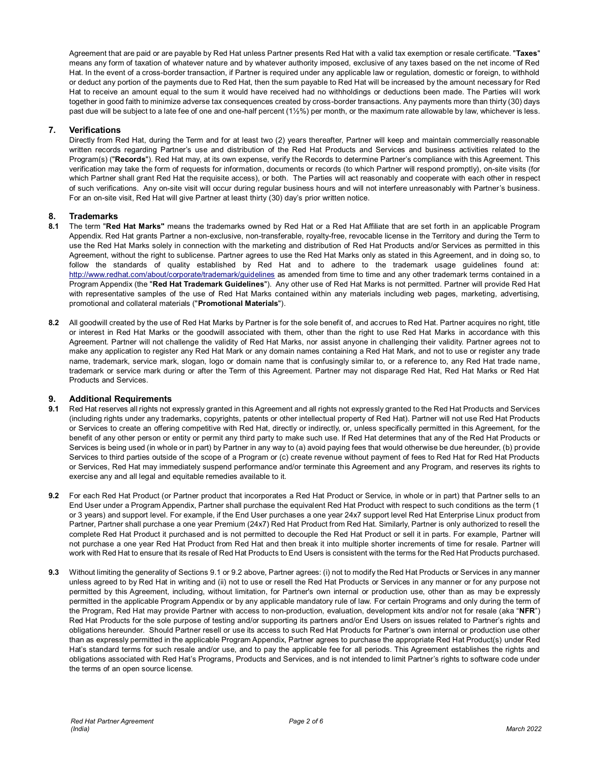Agreement that are paid or are payable by Red Hat unless Partner presents Red Hat with a valid tax exemption or resale certificate. "**Taxes**" means any form of taxation of whatever nature and by whatever authority imposed, exclusive of any taxes based on the net income of Red Hat. In the event of a cross-border transaction, if Partner is required under any applicable law or regulation, domestic or foreign, to withhold or deduct any portion of the payments due to Red Hat, then the sum payable to Red Hat will be increased by the amount necessary for Red Hat to receive an amount equal to the sum it would have received had no withholdings or deductions been made. The Parties will work together in good faith to minimize adverse tax consequences created by cross-border transactions. Any payments more than thirty (30) days past due will be subject to a late fee of one and one-half percent (1½%) per month, or the maximum rate allowable by law, whichever is less.

## 7. Verifications

Directly from Red Hat, during the Term and for at least two (2) years thereafter, Partner will keep and maintain commercially reasonable written records regarding Partner's use and distribution of the Red Hat Products and Services and business activities related to the Program(s) ("**Records**"). Red Hat may, at its own expense, verify the Records to determine Partner's compliance with this Agreement. This verification may take the form of requests for information, documents or records (to which Partner will respond promptly), on-site visits (for which Partner shall grant Red Hat the requisite access), or both. The Parties will act reasonably and cooperate with each other in respect of such verifications. Any on-site visit will occur during regular business hours and will not interfere unreasonably with Partner's business. For an on-site visit, Red Hat will give Partner at least thirty (30) day's prior written notice.

## 8. Trademarks

**8.1** The term "**Red Hat Marks"** means the trademarks owned by Red Hat or a Red Hat Affiliate that are set forth in an applicable Program Appendix. Red Hat grants Partner a non-exclusive, non-transferable, royalty-free, revocable license in the Territory and during the Term to use the Red Hat Marks solely in connection with the marketing and distribution of Red Hat Products and/or Services as permitted in this Agreement, without the right to sublicense. Partner agrees to use the Red Hat Marks only as stated in this Agreement, and in doing so, to follow the standards of quality established by Red Hat and to adhere to the trademark usage guidelines found at: http://www.redhat.com/about/corporate/trademark/guidelines as amended from time to time and any other trademark terms contained in a Program Appendix (the "**Red Hat Trademark Guidelines**"). Any other use of Red Hat Marks is not permitted. Partner will provide Red Hat with representative samples of the use of Red Hat Marks contained within any materials including web pages, marketing, advertising, promotional and collateral materials ("**Promotional Materials**").

**8.2** All goodwill created by the use of Red Hat Marks by Partner is for the sole benefit of, and accrues to Red Hat. Partner acquires no right, title or interest in Red Hat Marks or the goodwill associated with them, other than the right to use Red Hat Marks in accordance with this Agreement. Partner will not challenge the validity of Red Hat Marks, nor assist anyone in challenging their validity. Partner agrees not to make any application to register any Red Hat Mark or any domain names containing a Red Hat Mark, and not to use or register any trade name, trademark, service mark, slogan, logo or domain name that is confusingly similar to, or a reference to, any Red Hat trade name, trademark or service mark during or after the Term of this Agreement. Partner may not disparage Red Hat, Red Hat Marks or Red Hat Products and Services.

## 9. Additional Requirements

**9.1** Red Hat reserves all rights not expressly granted in this Agreement and all rights not expressly granted to the Red Hat Products and Services (including rights under any trademarks, copyrights, patents or other intellectual property of Red Hat). Partner will not use Red Hat Products or Services to create an offering competitive with Red Hat, directly or indirectly, or, unless specifically permitted in this Agreement, for the benefit of any other person or entity or permit any third party to make such use. If Red Hat determines that any of the Red Hat Products or Services is being used (in whole or in part) by Partner in any way to (a) avoid paying fees that would otherwise be due hereunder, (b) provide Services to third parties outside of the scope of a Program or (c) create revenue without payment of fees to Red Hat for Red Hat Products or Services, Red Hat may immediately suspend performance and/or terminate this Agreement and any Program, and reserves its rights to exercise any and all legal and equitable remedies available to it.

**9.2** For each Red Hat Product (or Partner product that incorporates a Red Hat Product or Service, in whole or in part) that Partner sells to an End User under a Program Appendix, Partner shall purchase the equivalent Red Hat Product with respect to such conditions as the term (1 or 3 years) and support level. For example, if the End User purchases a one year 24x7 support level Red Hat Enterprise Linux product from Partner, Partner shall purchase a one year Premium (24x7) Red Hat Product from Red Hat. Similarly, Partner is only authorized to resell the complete Red Hat Product it purchased and is not permitted to decouple the Red Hat Product or sell it in parts. For example, Partner will not purchase a one year Red Hat Product from Red Hat and then break it into multiple shorter increments of time for resale. Partner will work with Red Hat to ensure that its resale of Red Hat Products to End Users is consistent with the terms for the Red Hat Products purchased.

**9.3** Without limiting the generality of Sections 9.1 or 9.2 above, Partner agrees: (i) not to modify the Red Hat Products or Services in any manner unless agreed to by Red Hat in writing and (ii) not to use or resell the Red Hat Products or Services in any manner or for any purpose not permitted by this Agreement, including, without limitation, for Partner's own internal or production use, other than as may be expressly permitted in the applicable Program Appendix or by any applicable mandatory rule of law. For certain Programs and only during the term of the Program, Red Hat may provide Partner with access to non-production, evaluation, development kits and/or not for resale (aka "**NFR**") Red Hat Products for the sole purpose of testing and/or supporting its partners and/or End Users on issues related to Partner's rights and obligations hereunder. Should Partner resell or use its access to such Red Hat Products for Partner's own internal or production use other than as expressly permitted in the applicable Program Appendix, Partner agrees to purchase the appropriate Red Hat Product(s) under Red Hat's standard terms for such resale and/or use, and to pay the applicable fee for all periods. This Agreement establishes the rights and obligations associated with Red Hat's Programs, Products and Services, and is not intended to limit Partner's rights to software code under the terms of an open source license.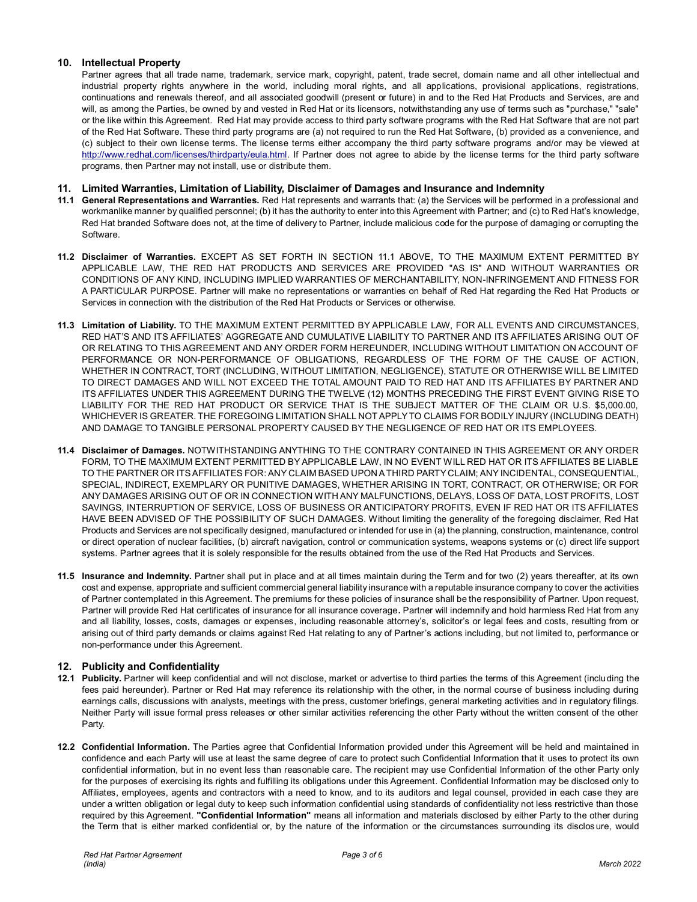## 10. Intellectual Property

Partner agrees that all trade name, trademark, service mark, copyright, patent, trade secret, domain name and all other intellectual and industrial property rights anywhere in the world, including moral rights, and all applications, provisional applications, registrations, continuations and renewals thereof, and all associated goodwill (present or future) in and to the Red Hat Products and Services, are and will, as among the Parties, be owned by and vested in Red Hat or its licensors, notwithstanding any use of terms such as "purchase," "sale" or the like within this Agreement. Red Hat may provide access to third party software programs with the Red Hat Software that are not part of the Red Hat Software. These third party programs are (a) not required to run the Red Hat Software, (b) provided as a convenience, and (c) subject to their own license terms. The license terms either accompany the third party software programs and/or may be viewed at http://www.redhat.com/licenses/thirdparty/eula.html. If Partner does not agree to abide by the license terms for the third party software programs, then Partner may not install, use or distribute them.

## 11. Limited Warranties, Limitation of Liability, Disclaimer of Damages and Insurance and Indemnity

**11.1 General Representations and Warranties.** Red Hat represents and warrants that: (a) the Services will be performed in a professional and workmanlike manner by qualified personnel; (b) it has the authority to enter into this Agreement with Partner; and (c) to Red Hat's knowledge, Red Hat branded Software does not, at the time of delivery to Partner, include malicious code for the purpose of damaging or corrupting the Software.

**11.2 Disclaimer of Warranties.** EXCEPT AS SET FORTH IN SECTION 11.1 ABOVE, TO THE MAXIMUM EXTENT PERMITTED BY APPLICABLE LAW, THE RED HAT PRODUCTS AND SERVICES ARE PROVIDED "AS IS" AND WITHOUT WARRANTIES OR CONDITIONS OF ANY KIND, INCLUDING IMPLIED WARRANTIES OF MERCHANTABILITY, NON-INFRINGEMENT AND FITNESS FOR A PARTICULAR PURPOSE. Partner will make no representations or warranties on behalf of Red Hat regarding the Red Hat Products or Services in connection with the distribution of the Red Hat Products or Services or otherwise.

**11.3 Limitation of Liability.** TO THE MAXIMUM EXTENT PERMITTED BY APPLICABLE LAW, FOR ALL EVENTS AND CIRCUMSTANCES, RED HAT'S AND ITS AFFILIATES' AGGREGATE AND CUMULATIVE LIABILITY TO PARTNER AND ITS AFFILIATES ARISING OUT OF OR RELATING TO THIS AGREEMENT AND ANY ORDER FORM HEREUNDER, INCLUDING WITHOUT LIMITATION ON ACCOUNT OF PERFORMANCE OR NON-PERFORMANCE OF OBLIGATIONS, REGARDLESS OF THE FORM OF THE CAUSE OF ACTION, WHETHER IN CONTRACT, TORT (INCLUDING, WITHOUT LIMITATION, NEGLIGENCE), STATUTE OR OTHERWISE WILL BE LIMITED TO DIRECT DAMAGES AND WILL NOT EXCEED THE TOTAL AMOUNT PAID TO RED HAT AND ITS AFFILIATES BY PARTNER AND ITS AFFILIATES UNDER THIS AGREEMENT DURING THE TWELVE (12) MONTHS PRECEDING THE FIRST EVENT GIVING RISE TO LIABILITY FOR THE RED HAT PRODUCT OR SERVICE THAT IS THE SUBJECT MATTER OF THE CLAIM OR U.S. $5,000.00, WHICHEVER IS GREATER. THE FOREGOING LIMITATION SHALL NOT APPLY TO CLAIMS FOR BODILY INJURY (INCLUDING DEATH) AND DAMAGE TO TANGIBLE PERSONAL PROPERTY CAUSED BY THE NEGLIGENCE OF RED HAT OR ITS EMPLOYEES.

**11.4 Disclaimer of Damages.** NOTWITHSTANDING ANYTHING TO THE CONTRARY CONTAINED IN THIS AGREEMENT OR ANY ORDER FORM, TO THE MAXIMUM EXTENT PERMITTED BY APPLICABLE LAW, IN NO EVENT WILL RED HAT OR ITS AFFILIATES BE LIABLE TO THE PARTNER OR ITS AFFILIATES FOR: ANY CLAIM BASED UPON A THIRD PARTY CLAIM; ANY INCIDENTAL, CONSEQUENTIAL, SPECIAL, INDIRECT, EXEMPLARY OR PUNITIVE DAMAGES, WHETHER ARISING IN TORT, CONTRACT, OR OTHERWISE; OR FOR ANY DAMAGES ARISING OUT OF OR IN CONNECTION WITH ANY MALFUNCTIONS, DELAYS, LOSS OF DATA, LOST PROFITS, LOST SAVINGS, INTERRUPTION OF SERVICE, LOSS OF BUSINESS OR ANTICIPATORY PROFITS, EVEN IF RED HAT OR ITS AFFILIATES HAVE BEEN ADVISED OF THE POSSIBILITY OF SUCH DAMAGES. Without limiting the generality of the foregoing disclaimer, Red Hat Products and Services are not specifically designed, manufactured or intended for use in (a) the planning, construction, maintenance, control or direct operation of nuclear facilities, (b) aircraft navigation, control or communication systems, weapons systems or (c) direct life support systems. Partner agrees that it is solely responsible for the results obtained from the use of the Red Hat Products and Services.

**11.5 Insurance and Indemnity.** Partner shall put in place and at all times maintain during the Term and for two (2) years thereafter, at its own cost and expense, appropriate and sufficient commercial general liability insurance with a reputable insurance company to cover the activities of Partner contemplated in this Agreement. The premiums for these policies of insurance shall be the responsibility of Partner. Upon request, Partner will provide Red Hat certificates of insurance for all insurance coverage**.** Partner will indemnify and hold harmless Red Hat from any and all liability, losses, costs, damages or expenses, including reasonable attorney's, solicitor's or legal fees and costs, resulting from or arising out of third party demands or claims against Red Hat relating to any of Partner's actions including, but not limited to, performance or non-performance under this Agreement.

## 12. Publicity and Confidentiality

**12.1 Publicity.** Partner will keep confidential and will not disclose, market or advertise to third parties the terms of this Agreement (including the fees paid hereunder). Partner or Red Hat may reference its relationship with the other, in the normal course of business including during earnings calls, discussions with analysts, meetings with the press, customer briefings, general marketing activities and in regulatory filings. Neither Party will issue formal press releases or other similar activities referencing the other Party without the written consent of the other Party.

**12.2 Confidential Information.** The Parties agree that Confidential Information provided under this Agreement will be held and maintained in confidence and each Party will use at least the same degree of care to protect such Confidential Information that it uses to protect its own confidential information, but in no event less than reasonable care. The recipient may use Confidential Information of the other Party only for the purposes of exercising its rights and fulfilling its obligations under this Agreement. Confidential Information may be disclosed only to Affiliates, employees, agents and contractors with a need to know, and to its auditors and legal counsel, provided in each case they are under a written obligation or legal duty to keep such information confidential using standards of confidentiality not less restrictive than those required by this Agreement. **"Confidential Information"** means all information and materials disclosed by either Party to the other during the Term that is either marked confidential or, by the nature of the information or the circumstances surrounding its disclosure, would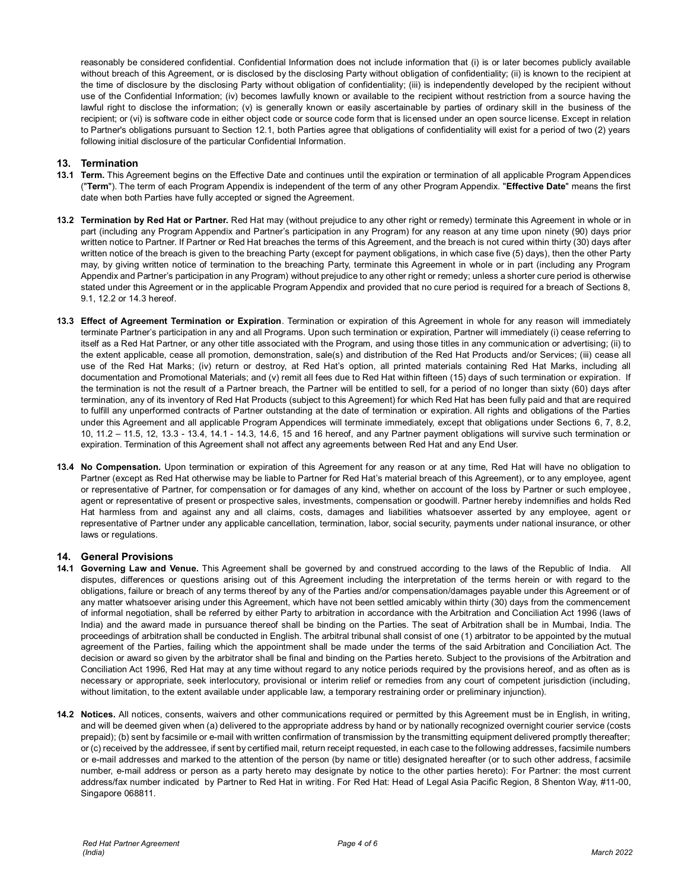reasonably be considered confidential. Confidential Information does not include information that (i) is or later becomes publicly available without breach of this Agreement, or is disclosed by the disclosing Party without obligation of confidentiality; (ii) is known to the recipient at the time of disclosure by the disclosing Party without obligation of confidentiality; (iii) is independently developed by the recipient without use of the Confidential Information; (iv) becomes lawfully known or available to the recipient without restriction from a source having the lawful right to disclose the information; (v) is generally known or easily ascertainable by parties of ordinary skill in the business of the recipient; or (vi) is software code in either object code or source code form that is licensed under an open source license. Except in relation to Partner's obligations pursuant to Section 12.1, both Parties agree that obligations of confidentiality will exist for a period of two (2) years following initial disclosure of the particular Confidential Information.

## 13. Termination

**13.1 Term.** This Agreement begins on the Effective Date and continues until the expiration or termination of all applicable Program Appendices ("**Term**"). The term of each Program Appendix is independent of the term of any other Program Appendix. "**Effective Date**" means the first date when both Parties have fully accepted or signed the Agreement.

**13.2 Termination by Red Hat or Partner.** Red Hat may (without prejudice to any other right or remedy) terminate this Agreement in whole or in part (including any Program Appendix and Partner's participation in any Program) for any reason at any time upon ninety (90) days prior written notice to Partner. If Partner or Red Hat breaches the terms of this Agreement, and the breach is not cured within thirty (30) days after written notice of the breach is given to the breaching Party (except for payment obligations, in which case five (5) days), then the other Party may, by giving written notice of termination to the breaching Party, terminate this Agreement in whole or in part (including any Program Appendix and Partner's participation in any Program) without prejudice to any other right or remedy; unless a shorter cure period is otherwise stated under this Agreement or in the applicable Program Appendix and provided that no cure period is required for a breach of Sections 8, 9.1, 12.2 or 14.3 hereof.

**13.3 Effect of Agreement Termination or Expiration**. Termination or expiration of this Agreement in whole for any reason will immediately terminate Partner's participation in any and all Programs. Upon such termination or expiration, Partner will immediately (i) cease referring to itself as a Red Hat Partner, or any other title associated with the Program, and using those titles in any communication or advertising; (ii) to the extent applicable, cease all promotion, demonstration, sale(s) and distribution of the Red Hat Products and/or Services; (iii) cease all use of the Red Hat Marks; (iv) return or destroy, at Red Hat's option, all printed materials containing Red Hat Marks, including all documentation and Promotional Materials; and (v) remit all fees due to Red Hat within fifteen (15) days of such termination or expiration. If the termination is not the result of a Partner breach, the Partner will be entitled to sell, for a period of no longer than sixty (60) days after termination, any of its inventory of Red Hat Products (subject to this Agreement) for which Red Hat has been fully paid and that are required to fulfill any unperformed contracts of Partner outstanding at the date of termination or expiration. All rights and obligations of the Parties under this Agreement and all applicable Program Appendices will terminate immediately, except that obligations under Sections 6, 7, 8.2, 10, 11.2 – 11.5, 12, 13.3 - 13.4, 14.1 - 14.3, 14.6, 15 and 16 hereof, and any Partner payment obligations will survive such termination or expiration. Termination of this Agreement shall not affect any agreements between Red Hat and any End User.

**13.4 No Compensation.** Upon termination or expiration of this Agreement for any reason or at any time, Red Hat will have no obligation to Partner (except as Red Hat otherwise may be liable to Partner for Red Hat's material breach of this Agreement), or to any employee, agent or representative of Partner, for compensation or for damages of any kind, whether on account of the loss by Partner or such employee, agent or representative of present or prospective sales, investments, compensation or goodwill. Partner hereby indemnifies and holds Red Hat harmless from and against any and all claims, costs, damages and liabilities whatsoever asserted by any employee, agent or representative of Partner under any applicable cancellation, termination, labor, social security, payments under national insurance, or other laws or regulations.

## 14. General Provisions

**14.1 Governing Law and Venue.** This Agreement shall be governed by and construed according to the laws of the Republic of India. All disputes, differences or questions arising out of this Agreement including the interpretation of the terms herein or with regard to the obligations, failure or breach of any terms thereof by any of the Parties and/or compensation/damages payable under this Agreement or of any matter whatsoever arising under this Agreement, which have not been settled amicably within thirty (30) days from the commencement of informal negotiation, shall be referred by either Party to arbitration in accordance with the Arbitration and Conciliation Act 1996 (laws of India) and the award made in pursuance thereof shall be binding on the Parties. The seat of Arbitration shall be in Mumbai, India. The proceedings of arbitration shall be conducted in English. The arbitral tribunal shall consist of one (1) arbitrator to be appointed by the mutual agreement of the Parties, failing which the appointment shall be made under the terms of the said Arbitration and Conciliation Act. The decision or award so given by the arbitrator shall be final and binding on the Parties hereto. Subject to the provisions of the Arbitration and Conciliation Act 1996, Red Hat may at any time without regard to any notice periods required by the provisions hereof, and as often as is necessary or appropriate, seek interlocutory, provisional or interim relief or remedies from any court of competent jurisdiction (including, without limitation, to the extent available under applicable law, a temporary restraining order or preliminary injunction).

**14.2 Notices.** All notices, consents, waivers and other communications required or permitted by this Agreement must be in English, in writing, and will be deemed given when (a) delivered to the appropriate address by hand or by nationally recognized overnight courier service (costs prepaid); (b) sent by facsimile or e-mail with written confirmation of transmission by the transmitting equipment delivered promptly thereafter; or (c) received by the addressee, if sent by certified mail, return receipt requested, in each case to the following addresses, facsimile numbers or e-mail addresses and marked to the attention of the person (by name or title) designated hereafter (or to such other address, facsimile number, e-mail address or person as a party hereto may designate by notice to the other parties hereto): For Partner: the most current address/fax number indicated by Partner to Red Hat in writing. For Red Hat: Head of Legal Asia Pacific Region, 8 Shenton Way, #11-00, Singapore 068811.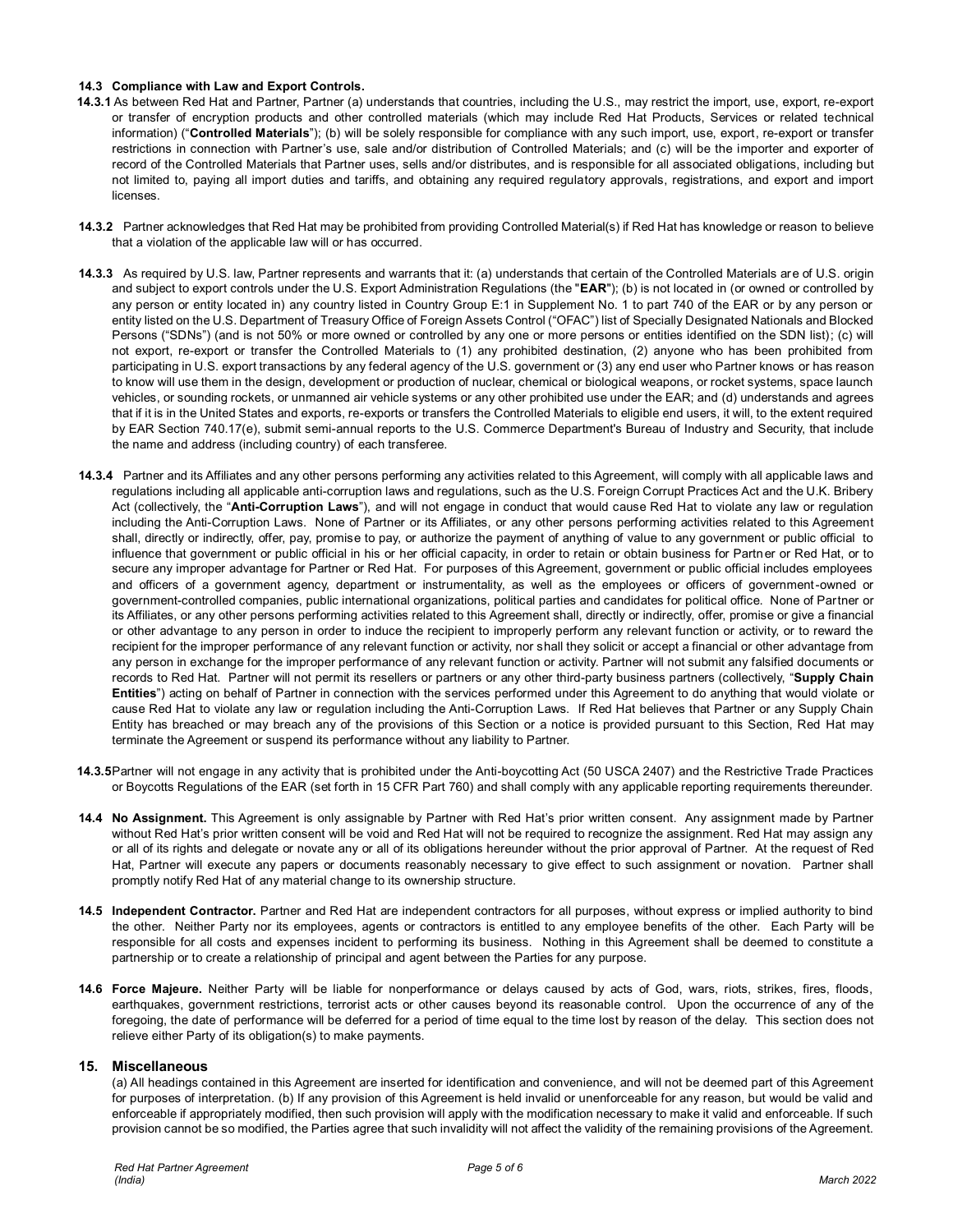**14.3 Compliance with Law and Export Controls.**

**14.3.1** As between Red Hat and Partner, Partner (a) understands that countries, including the U.S., may restrict the import, use, export, re-export or transfer of encryption products and other controlled materials (which may include Red Hat Products, Services or related technical information) ("**Controlled Materials**"); (b) will be solely responsible for compliance with any such import, use, export, re-export or transfer restrictions in connection with Partner's use, sale and/or distribution of Controlled Materials; and (c) will be the importer and exporter of record of the Controlled Materials that Partner uses, sells and/or distributes, and is responsible for all associated obligations, including but not limited to, paying all import duties and tariffs, and obtaining any required regulatory approvals, registrations, and export and import licenses.

**14.3.2** Partner acknowledges that Red Hat may be prohibited from providing Controlled Material(s) if Red Hat has knowledge or reason to believe that a violation of the applicable law will or has occurred.

**14.3.3** As required by U.S. law, Partner represents and warrants that it: (a) understands that certain of the Controlled Materials are of U.S. origin and subject to export controls under the U.S. Export Administration Regulations (the "**EAR**"); (b) is not located in (or owned or controlled by any person or entity located in) any country listed in Country Group E:1 in Supplement No. 1 to part 740 of the EAR or by any person or entity listed on the U.S. Department of Treasury Office of Foreign Assets Control ("OFAC") list of Specially Designated Nationals and Blocked Persons ("SDNs") (and is not 50% or more owned or controlled by any one or more persons or entities identified on the SDN list); (c) will not export, re-export or transfer the Controlled Materials to (1) any prohibited destination, (2) anyone who has been prohibited from participating in U.S. export transactions by any federal agency of the U.S. government or (3) any end user who Partner knows or has reason to know will use them in the design, development or production of nuclear, chemical or biological weapons, or rocket systems, space launch vehicles, or sounding rockets, or unmanned air vehicle systems or any other prohibited use under the EAR; and (d) understands and agrees that if it is in the United States and exports, re-exports or transfers the Controlled Materials to eligible end users, it will, to the extent required by EAR Section 740.17(e), submit semi-annual reports to the U.S. Commerce Department's Bureau of Industry and Security, that include the name and address (including country) of each transferee.

**14.3.4** Partner and its Affiliates and any other persons performing any activities related to this Agreement, will comply with all applicable laws and regulations including all applicable anti-corruption laws and regulations, such as the U.S. Foreign Corrupt Practices Act and the U.K. Bribery Act (collectively, the "**Anti-Corruption Laws**"), and will not engage in conduct that would cause Red Hat to violate any law or regulation including the Anti-Corruption Laws. None of Partner or its Affiliates, or any other persons performing activities related to this Agreement shall, directly or indirectly, offer, pay, promise to pay, or authorize the payment of anything of value to any government or public official to influence that government or public official in his or her official capacity, in order to retain or obtain business for Partner or Red Hat, or to secure any improper advantage for Partner or Red Hat. For purposes of this Agreement, government or public official includes employees and officers of a government agency, department or instrumentality, as well as the employees or officers of government-owned or government-controlled companies, public international organizations, political parties and candidates for political office. None of Partner or its Affiliates, or any other persons performing activities related to this Agreement shall, directly or indirectly, offer, promise or give a financial or other advantage to any person in order to induce the recipient to improperly perform any relevant function or activity, or to reward the recipient for the improper performance of any relevant function or activity, nor shall they solicit or accept a financial or other advantage from any person in exchange for the improper performance of any relevant function or activity. Partner will not submit any falsified documents or records to Red Hat. Partner will not permit its resellers or partners or any other third-party business partners (collectively, "**Supply Chain Entities**") acting on behalf of Partner in connection with the services performed under this Agreement to do anything that would violate or cause Red Hat to violate any law or regulation including the Anti-Corruption Laws. If Red Hat believes that Partner or any Supply Chain Entity has breached or may breach any of the provisions of this Section or a notice is provided pursuant to this Section, Red Hat may terminate the Agreement or suspend its performance without any liability to Partner.

**14.3.5** Partner will not engage in any activity that is prohibited under the Anti-boycotting Act (50 USCA 2407) and the Restrictive Trade Practices or Boycotts Regulations of the EAR (set forth in 15 CFR Part 760) and shall comply with any applicable reporting requirements thereunder.

**14.4 No Assignment.** This Agreement is only assignable by Partner with Red Hat's prior written consent. Any assignment made by Partner without Red Hat's prior written consent will be void and Red Hat will not be required to recognize the assignment. Red Hat may assign any or all of its rights and delegate or novate any or all of its obligations hereunder without the prior approval of Partner. At the request of Red Hat, Partner will execute any papers or documents reasonably necessary to give effect to such assignment or novation. Partner shall promptly notify Red Hat of any material change to its ownership structure.

**14.5 Independent Contractor.** Partner and Red Hat are independent contractors for all purposes, without express or implied authority to bind the other. Neither Party nor its employees, agents or contractors is entitled to any employee benefits of the other. Each Party will be responsible for all costs and expenses incident to performing its business. Nothing in this Agreement shall be deemed to constitute a partnership or to create a relationship of principal and agent between the Parties for any purpose.

**14.6 Force Majeure.** Neither Party will be liable for nonperformance or delays caused by acts of God, wars, riots, strikes, fires, floods, earthquakes, government restrictions, terrorist acts or other causes beyond its reasonable control. Upon the occurrence of any of the foregoing, the date of performance will be deferred for a period of time equal to the time lost by reason of the delay. This section does not relieve either Party of its obligation(s) to make payments.

## 15. Miscellaneous

(a) All headings contained in this Agreement are inserted for identification and convenience, and will not be deemed part of this Agreement for purposes of interpretation. (b) If any provision of this Agreement is held invalid or unenforceable for any reason, but would be valid and enforceable if appropriately modified, then such provision will apply with the modification necessary to make it valid and enforceable. If such provision cannot be so modified, the Parties agree that such invalidity will not affect the validity of the remaining provisions of the Agreement.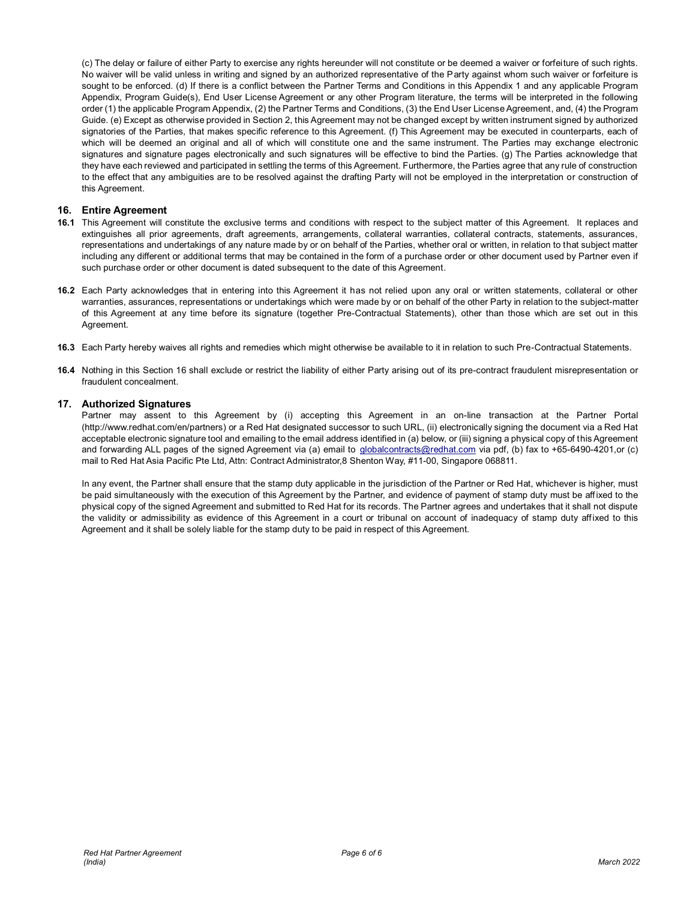(c) The delay or failure of either Party to exercise any rights hereunder will not constitute or be deemed a waiver or forfeiture of such rights. No waiver will be valid unless in writing and signed by an authorized representative of the Party against whom such waiver or forfeiture is sought to be enforced. (d) If there is a conflict between the Partner Terms and Conditions in this Appendix 1 and any applicable Program Appendix, Program Guide(s), End User License Agreement or any other Program literature, the terms will be interpreted in the following order (1) the applicable Program Appendix, (2) the Partner Terms and Conditions, (3) the End User License Agreement, and, (4) the Program Guide. (e) Except as otherwise provided in Section 2, this Agreement may not be changed except by written instrument signed by authorized signatories of the Parties, that makes specific reference to this Agreement. (f) This Agreement may be executed in counterparts, each of which will be deemed an original and all of which will constitute one and the same instrument. The Parties may exchange electronic signatures and signature pages electronically and such signatures will be effective to bind the Parties. (g) The Parties acknowledge that they have each reviewed and participated in settling the terms of this Agreement. Furthermore, the Parties agree that any rule of construction to the effect that any ambiguities are to be resolved against the drafting Party will not be employed in the interpretation or construction of this Agreement.

## 16. Entire Agreement

**16.1** This Agreement will constitute the exclusive terms and conditions with respect to the subject matter of this Agreement. It replaces and extinguishes all prior agreements, draft agreements, arrangements, collateral warranties, collateral contracts, statements, assurances, representations and undertakings of any nature made by or on behalf of the Parties, whether oral or written, in relation to that subject matter including any different or additional terms that may be contained in the form of a purchase order or other document used by Partner even if such purchase order or other document is dated subsequent to the date of this Agreement.

**16.2** Each Party acknowledges that in entering into this Agreement it has not relied upon any oral or written statements, collateral or other warranties, assurances, representations or undertakings which were made by or on behalf of the other Party in relation to the subject-matter of this Agreement at any time before its signature (together Pre-Contractual Statements), other than those which are set out in this Agreement.

**16.3** Each Party hereby waives all rights and remedies which might otherwise be available to it in relation to such Pre-Contractual Statements.

**16.4** Nothing in this Section 16 shall exclude or restrict the liability of either Party arising out of its pre-contract fraudulent misrepresentation or fraudulent concealment.

## 17. Authorized Signatures

Partner may assent to this Agreement by (i) accepting this Agreement in an on-line transaction at the Partner Portal (http://www.redhat.com/en/partners) or a Red Hat designated successor to such URL, (ii) electronically signing the document via a Red Hat acceptable electronic signature tool and emailing to the email address identified in (a) below, or (iii) signing a physical copy of this Agreement and forwarding ALL pages of the signed Agreement via (a) email to globalcontracts@redhat.com via pdf, (b) fax to +65-6490-4201,or (c) mail to Red Hat Asia Pacific Pte Ltd, Attn: Contract Administrator,8 Shenton Way, #11-00, Singapore 068811.

In any event, the Partner shall ensure that the stamp duty applicable in the jurisdiction of the Partner or Red Hat, whichever is higher, must be paid simultaneously with the execution of this Agreement by the Partner, and evidence of payment of stamp duty must be affixed to the physical copy of the signed Agreement and submitted to Red Hat for its records. The Partner agrees and undertakes that it shall not dispute the validity or admissibility as evidence of this Agreement in a court or tribunal on account of inadequacy of stamp duty affixed to this Agreement and it shall be solely liable for the stamp duty to be paid in respect of this Agreement.